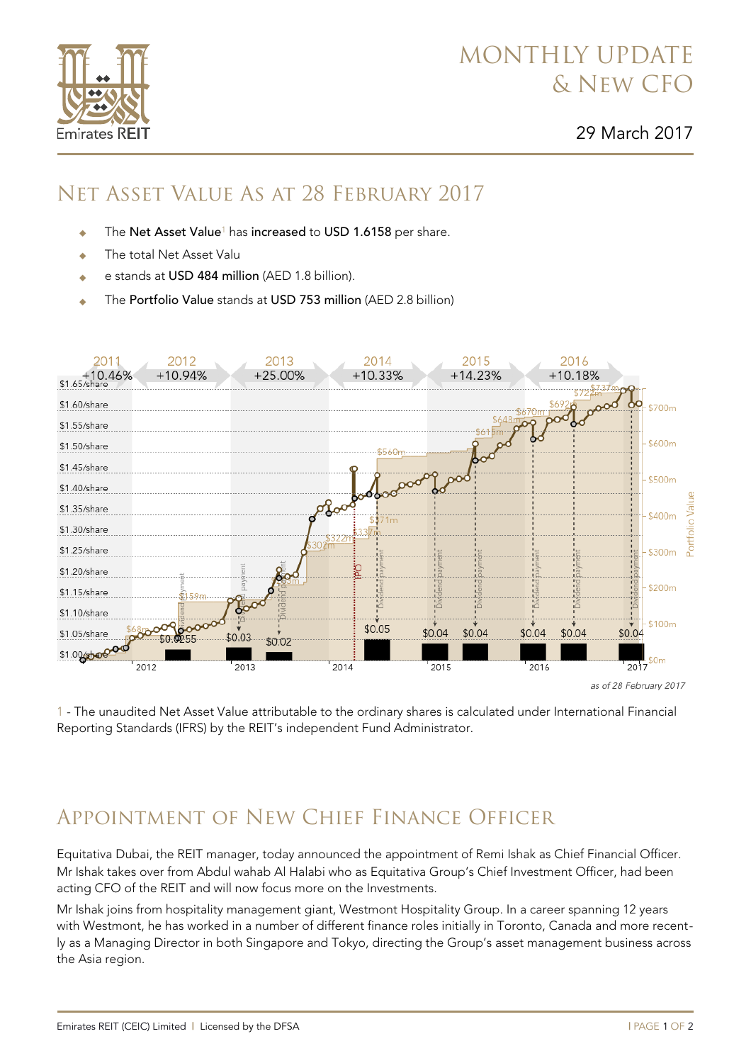# Monthly Update & New CFO

29 March 2017

## Net Asset Value as at 28 February 2017

- The **Net Asset Value**[1] has **increased** to **USD 1.6158** per share.
- The total Net Asset Valu
- e stands at **USD 484 million** (AED 1.8 billion).
- The **Portfolio Value** stands at **USD 753 million** (AED 2.8 billion)

*as of 28 February 2017*

1 - The unaudited Net Asset Value attributable to the ordinary shares is calculated under International Financial Reporting Standards (IFRS) by the REIT's independent Fund Administrator.

## Appointment of New Chief Finance Officer

Equitativa Dubai, the REIT manager, today announced the appointment of Remi Ishak as Chief Financial Officer. Mr Ishak takes over from Abdul wahab Al Halabi who as Equitativa Group's Chief Investment Officer, had been acting CFO of the REIT and will now focus more on the Investments.

Mr Ishak joins from hospitality management giant, Westmont Hospitality Group. In a career spanning 12 years with Westmont, he has worked in a number of different finance roles initially in Toronto, Canada and more recently as a Managing Director in both Singapore and Tokyo, directing the Group's asset management business across the Asia region.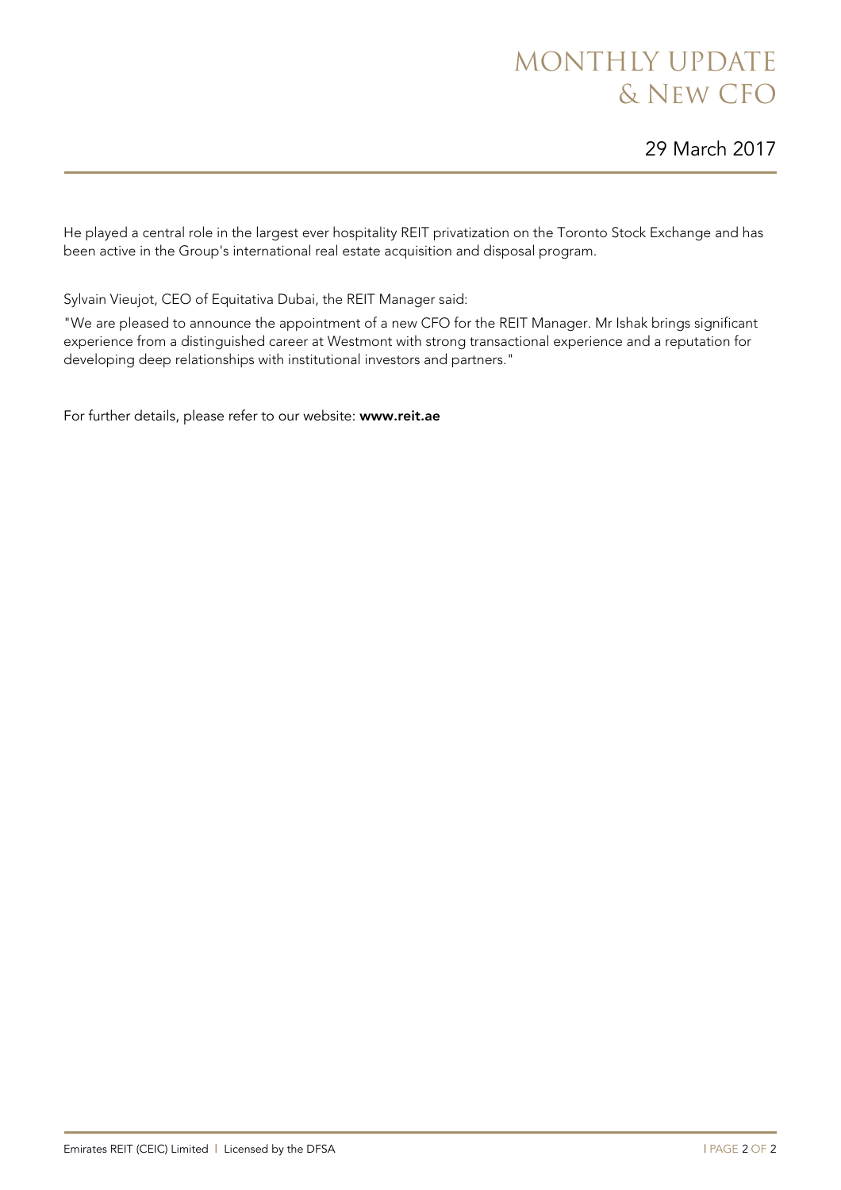He played a central role in the largest ever hospitality REIT privatization on the Toronto Stock Exchange and has been active in the Group's international real estate acquisition and disposal program.

Sylvain Vieujot, CEO of Equitativa Dubai, the REIT Manager said:

"We are pleased to announce the appointment of a new CFO for the REIT Manager. Mr Ishak brings significant experience from a distinguished career at Westmont with strong transactional experience and a reputation for developing deep relationships with institutional investors and partners."

For further details, please refer to our website: **www.reit.ae**